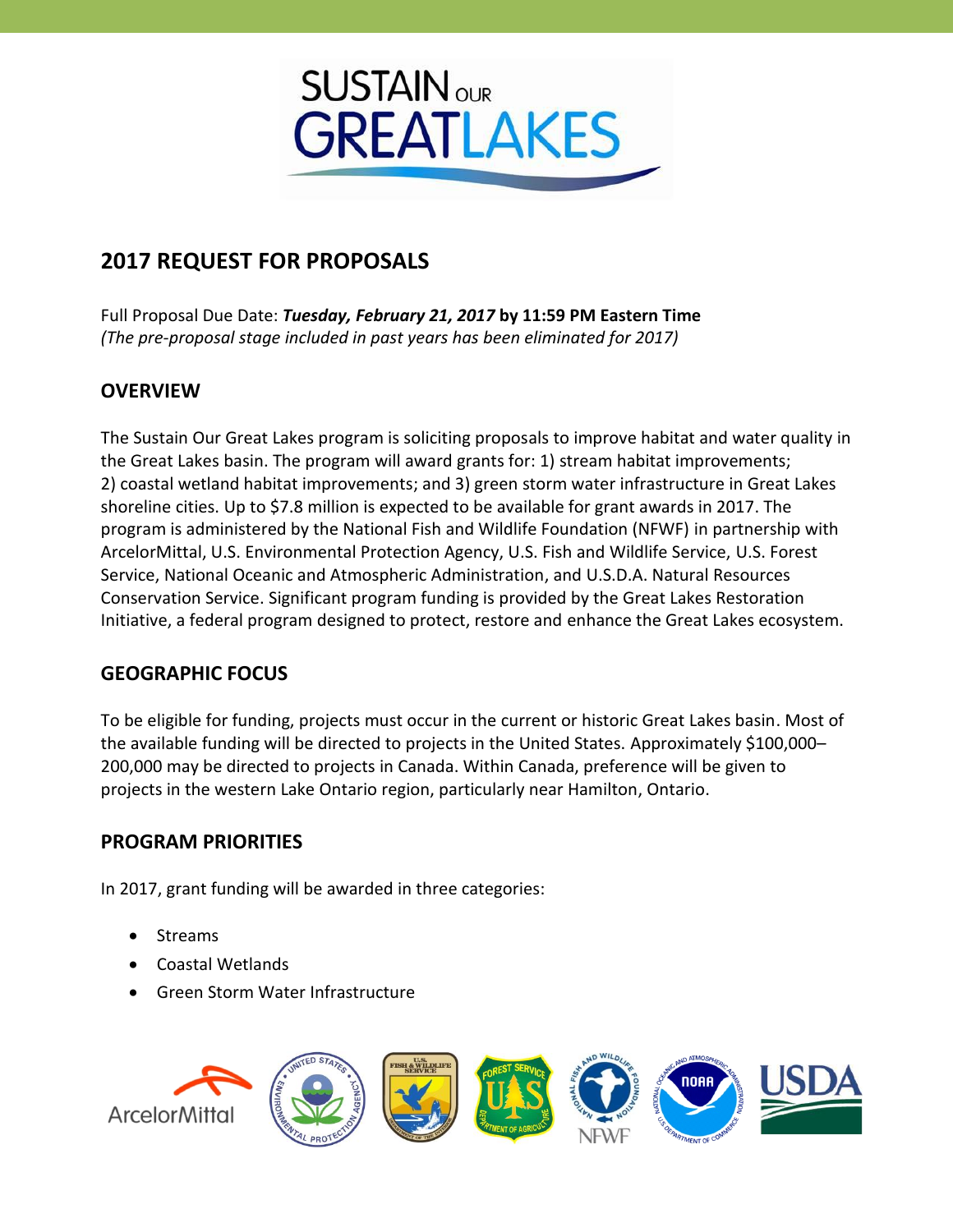# SUSTAIN OUR GREAT LAKES

## 2017 REQUEST FOR PROPOSALS

Full Proposal Due Date: ***Tuesday, February 21, 2017* by 11:59 PM Eastern Time**
*(The pre-proposal stage included in past years has been eliminated for 2017)*

## OVERVIEW

The Sustain Our Great Lakes program is soliciting proposals to improve habitat and water quality in the Great Lakes basin. The program will award grants for: 1) stream habitat improvements; 2) coastal wetland habitat improvements; and 3) green storm water infrastructure in Great Lakes shoreline cities. Up to $7.8 million is expected to be available for grant awards in 2017. The program is administered by the National Fish and Wildlife Foundation (NFWF) in partnership with ArcelorMittal, U.S. Environmental Protection Agency, U.S. Fish and Wildlife Service, U.S. Forest Service, National Oceanic and Atmospheric Administration, and U.S.D.A. Natural Resources Conservation Service. Significant program funding is provided by the Great Lakes Restoration Initiative, a federal program designed to protect, restore and enhance the Great Lakes ecosystem.

## GEOGRAPHIC FOCUS

To be eligible for funding, projects must occur in the current or historic Great Lakes basin. Most of the available funding will be directed to projects in the United States. Approximately $100,000–200,000 may be directed to projects in Canada. Within Canada, preference will be given to projects in the western Lake Ontario region, particularly near Hamilton, Ontario.

## PROGRAM PRIORITIES

In 2017, grant funding will be awarded in three categories:

- Streams
- Coastal Wetlands
- Green Storm Water Infrastructure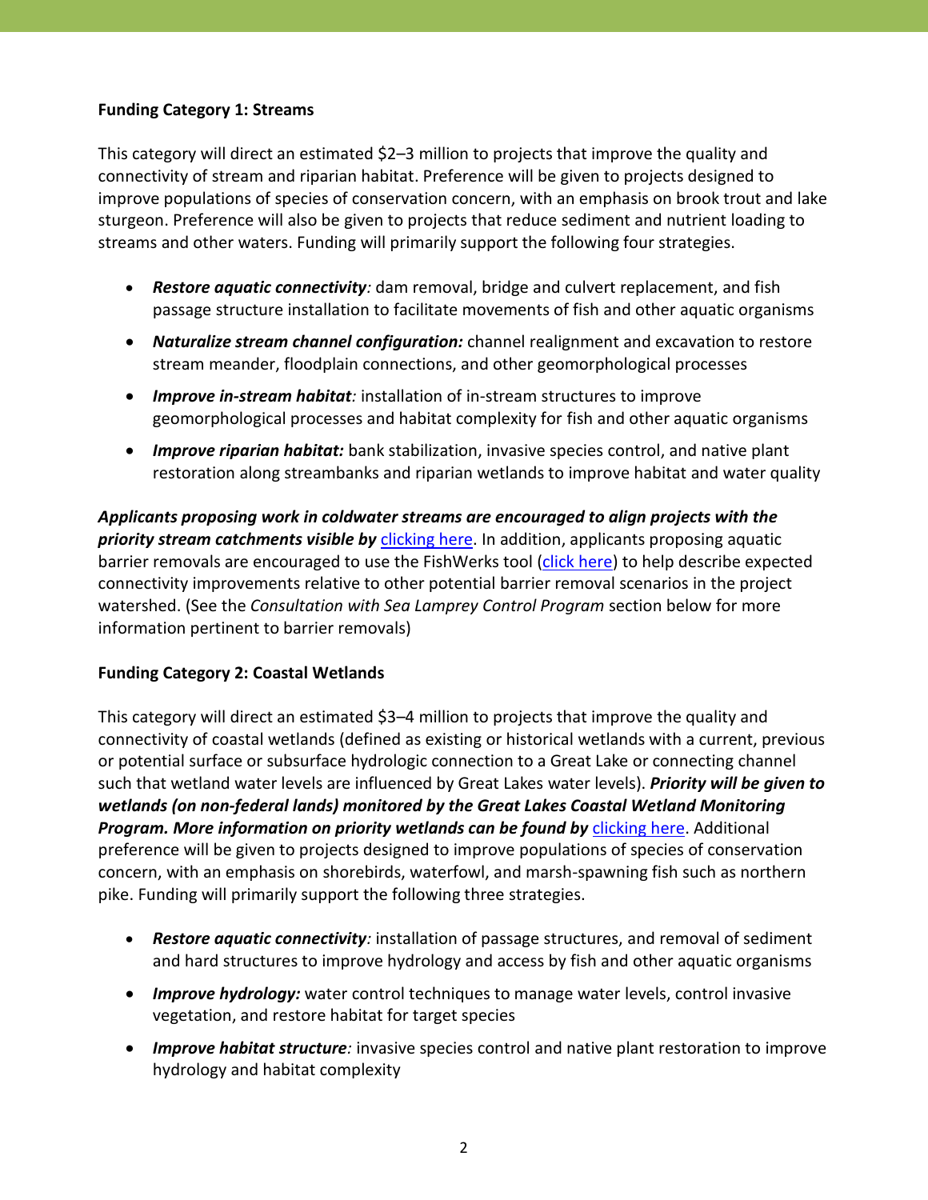**Funding Category 1: Streams**

This category will direct an estimated $2–3 million to projects that improve the quality and connectivity of stream and riparian habitat. Preference will be given to projects designed to improve populations of species of conservation concern, with an emphasis on brook trout and lake sturgeon. Preference will also be given to projects that reduce sediment and nutrient loading to streams and other waters. Funding will primarily support the following four strategies.

- ***Restore aquatic connectivity**:* dam removal, bridge and culvert replacement, and fish passage structure installation to facilitate movements of fish and other aquatic organisms
- ***Naturalize stream channel configuration:*** channel realignment and excavation to restore stream meander, floodplain connections, and other geomorphological processes
- ***Improve in-stream habitat**:* installation of in-stream structures to improve geomorphological processes and habitat complexity for fish and other aquatic organisms
- ***Improve riparian habitat:*** bank stabilization, invasive species control, and native plant restoration along streambanks and riparian wetlands to improve habitat and water quality

***Applicants proposing work in coldwater streams are encouraged to align projects with the priority stream catchments visible by*** clicking here. In addition, applicants proposing aquatic barrier removals are encouraged to use the FishWerks tool (click here) to help describe expected connectivity improvements relative to other potential barrier removal scenarios in the project watershed. (See the *Consultation with Sea Lamprey Control Program* section below for more information pertinent to barrier removals)

**Funding Category 2: Coastal Wetlands**

This category will direct an estimated $3–4 million to projects that improve the quality and connectivity of coastal wetlands (defined as existing or historical wetlands with a current, previous or potential surface or subsurface hydrologic connection to a Great Lake or connecting channel such that wetland water levels are influenced by Great Lakes water levels). ***Priority will be given to wetlands (on non-federal lands) monitored by the Great Lakes Coastal Wetland Monitoring Program. More information on priority wetlands can be found by*** clicking here. Additional preference will be given to projects designed to improve populations of species of conservation concern, with an emphasis on shorebirds, waterfowl, and marsh-spawning fish such as northern pike. Funding will primarily support the following three strategies.

- ***Restore aquatic connectivity**:* installation of passage structures, and removal of sediment and hard structures to improve hydrology and access by fish and other aquatic organisms
- ***Improve hydrology:*** water control techniques to manage water levels, control invasive vegetation, and restore habitat for target species
- ***Improve habitat structure**:* invasive species control and native plant restoration to improve hydrology and habitat complexity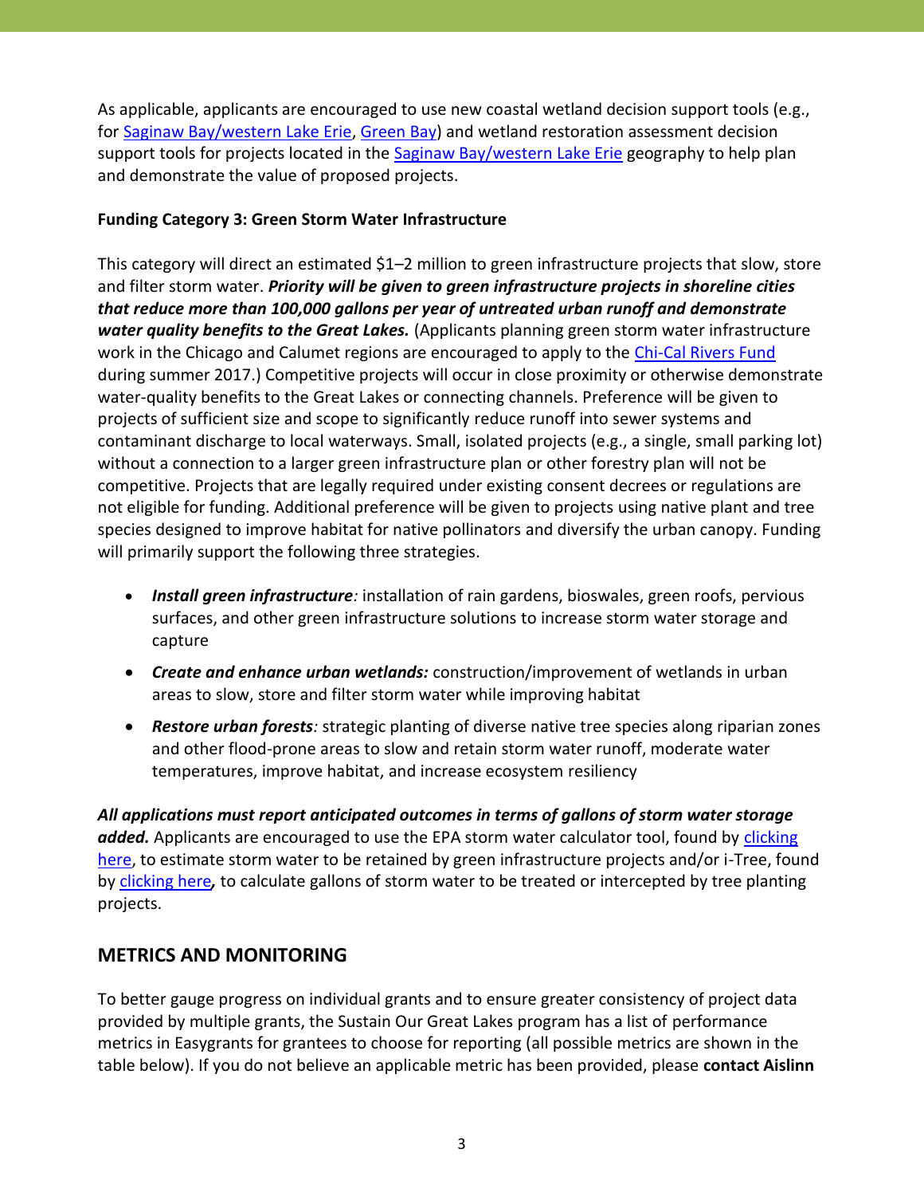As applicable, applicants are encouraged to use new coastal wetland decision support tools (e.g., for Saginaw Bay/western Lake Erie, Green Bay) and wetland restoration assessment decision support tools for projects located in the Saginaw Bay/western Lake Erie geography to help plan and demonstrate the value of proposed projects.

**Funding Category 3: Green Storm Water Infrastructure**

This category will direct an estimated $1–2 million to green infrastructure projects that slow, store and filter storm water. ***Priority will be given to green infrastructure projects in shoreline cities that reduce more than 100,000 gallons per year of untreated urban runoff and demonstrate water quality benefits to the Great Lakes.*** (Applicants planning green storm water infrastructure work in the Chicago and Calumet regions are encouraged to apply to the Chi-Cal Rivers Fund during summer 2017.) Competitive projects will occur in close proximity or otherwise demonstrate water-quality benefits to the Great Lakes or connecting channels. Preference will be given to projects of sufficient size and scope to significantly reduce runoff into sewer systems and contaminant discharge to local waterways. Small, isolated projects (e.g., a single, small parking lot) without a connection to a larger green infrastructure plan or other forestry plan will not be competitive. Projects that are legally required under existing consent decrees or regulations are not eligible for funding. Additional preference will be given to projects using native plant and tree species designed to improve habitat for native pollinators and diversify the urban canopy. Funding will primarily support the following three strategies.

- ***Install green infrastructure:*** installation of rain gardens, bioswales, green roofs, pervious surfaces, and other green infrastructure solutions to increase storm water storage and capture
- ***Create and enhance urban wetlands:*** construction/improvement of wetlands in urban areas to slow, store and filter storm water while improving habitat
- ***Restore urban forests:*** strategic planting of diverse native tree species along riparian zones and other flood-prone areas to slow and retain storm water runoff, moderate water temperatures, improve habitat, and increase ecosystem resiliency

***All applications must report anticipated outcomes in terms of gallons of storm water storage added.*** Applicants are encouraged to use the EPA storm water calculator tool, found by clicking here, to estimate storm water to be retained by green infrastructure projects and/or i-Tree, found by clicking here, to calculate gallons of storm water to be treated or intercepted by tree planting projects.

## METRICS AND MONITORING

To better gauge progress on individual grants and to ensure greater consistency of project data provided by multiple grants, the Sustain Our Great Lakes program has a list of performance metrics in Easygrants for grantees to choose for reporting (all possible metrics are shown in the table below). If you do not believe an applicable metric has been provided, please **contact Aislinn**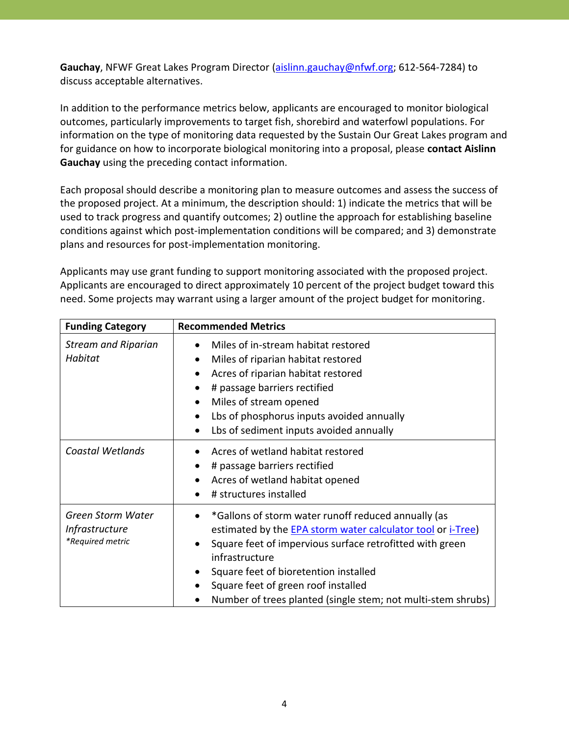**Gauchay**, NFWF Great Lakes Program Director ([aislinn.gauchay@nfwf.org](mailto:aislinn.gauchay@nfwf.org); 612-564-7284) to discuss acceptable alternatives.

In addition to the performance metrics below, applicants are encouraged to monitor biological outcomes, particularly improvements to target fish, shorebird and waterfowl populations. For information on the type of monitoring data requested by the Sustain Our Great Lakes program and for guidance on how to incorporate biological monitoring into a proposal, please **contact Aislinn Gauchay** using the preceding contact information.

Each proposal should describe a monitoring plan to measure outcomes and assess the success of the proposed project. At a minimum, the description should: 1) indicate the metrics that will be used to track progress and quantify outcomes; 2) outline the approach for establishing baseline conditions against which post-implementation conditions will be compared; and 3) demonstrate plans and resources for post-implementation monitoring.

Applicants may use grant funding to support monitoring associated with the proposed project. Applicants are encouraged to direct approximately 10 percent of the project budget toward this need. Some projects may warrant using a larger amount of the project budget for monitoring.

| Funding Category | Recommended Metrics |
| --- | --- |
| *Stream and Riparian Habitat* | • Miles of in-stream habitat restored<br>• Miles of riparian habitat restored<br>• Acres of riparian habitat restored<br>• # passage barriers rectified<br>• Miles of stream opened<br>• Lbs of phosphorus inputs avoided annually<br>• Lbs of sediment inputs avoided annually |
| *Coastal Wetlands* | • Acres of wetland habitat restored<br>• # passage barriers rectified<br>• Acres of wetland habitat opened<br>• # structures installed |
| *Green Storm Water Infrastructure*<br>*\*Required metric* | • *Gallons of storm water runoff reduced annually (as estimated by the EPA storm water calculator tool or i-Tree)<br>• Square feet of impervious surface retrofitted with green infrastructure<br>• Square feet of bioretention installed<br>• Square feet of green roof installed<br>• Number of trees planted (single stem; not multi-stem shrubs) |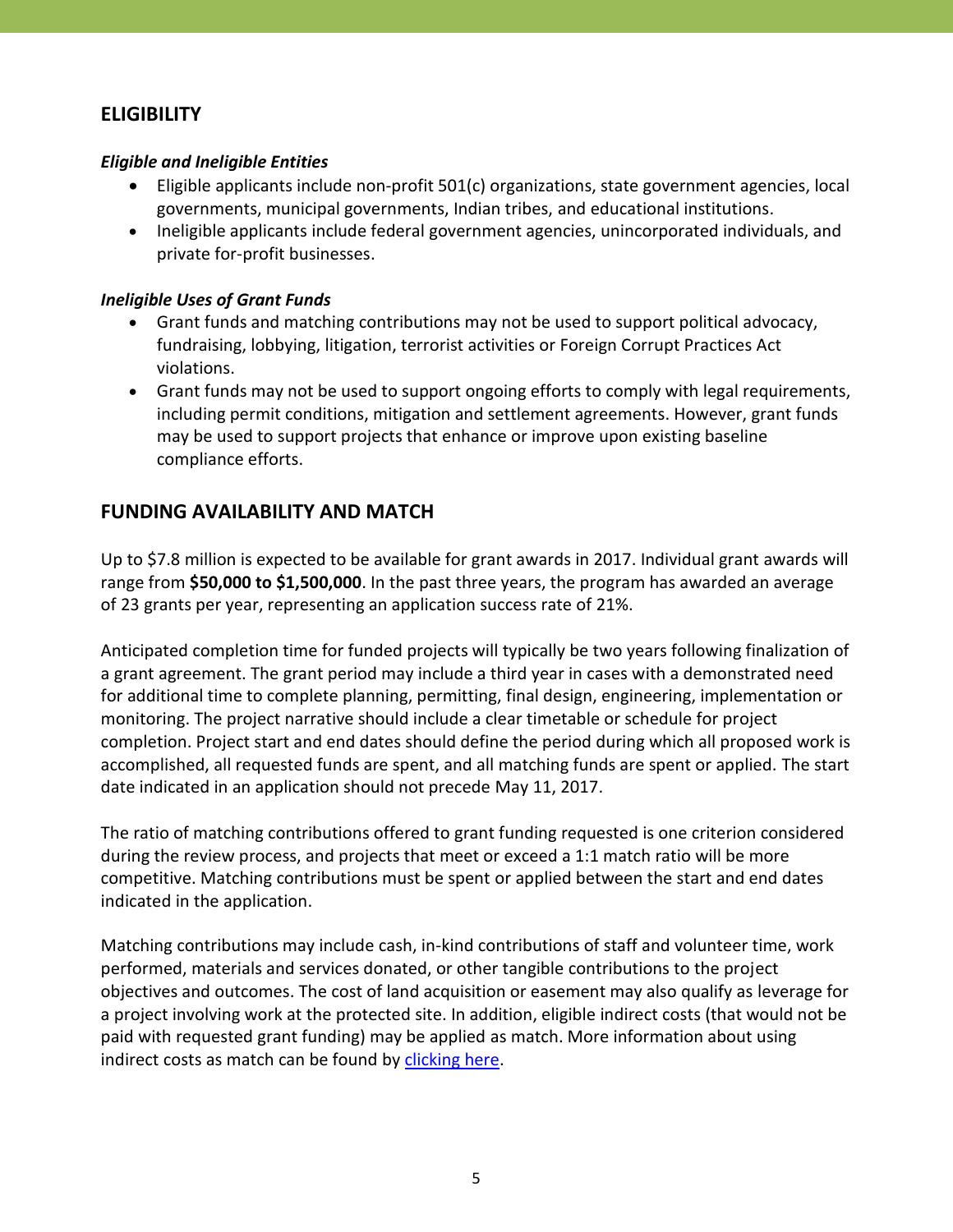## ELIGIBILITY

### *Eligible and Ineligible Entities*

- Eligible applicants include non-profit 501(c) organizations, state government agencies, local governments, municipal governments, Indian tribes, and educational institutions.
- Ineligible applicants include federal government agencies, unincorporated individuals, and private for-profit businesses.

### *Ineligible Uses of Grant Funds*

- Grant funds and matching contributions may not be used to support political advocacy, fundraising, lobbying, litigation, terrorist activities or Foreign Corrupt Practices Act violations.
- Grant funds may not be used to support ongoing efforts to comply with legal requirements, including permit conditions, mitigation and settlement agreements. However, grant funds may be used to support projects that enhance or improve upon existing baseline compliance efforts.

## FUNDING AVAILABILITY AND MATCH

Up to $7.8 million is expected to be available for grant awards in 2017. Individual grant awards will range from **$50,000 to $1,500,000**. In the past three years, the program has awarded an average of 23 grants per year, representing an application success rate of 21%.

Anticipated completion time for funded projects will typically be two years following finalization of a grant agreement. The grant period may include a third year in cases with a demonstrated need for additional time to complete planning, permitting, final design, engineering, implementation or monitoring. The project narrative should include a clear timetable or schedule for project completion. Project start and end dates should define the period during which all proposed work is accomplished, all requested funds are spent, and all matching funds are spent or applied. The start date indicated in an application should not precede May 11, 2017.

The ratio of matching contributions offered to grant funding requested is one criterion considered during the review process, and projects that meet or exceed a 1:1 match ratio will be more competitive. Matching contributions must be spent or applied between the start and end dates indicated in the application.

Matching contributions may include cash, in-kind contributions of staff and volunteer time, work performed, materials and services donated, or other tangible contributions to the project objectives and outcomes. The cost of land acquisition or easement may also qualify as leverage for a project involving work at the protected site. In addition, eligible indirect costs (that would not be paid with requested grant funding) may be applied as match. More information about using indirect costs as match can be found by clicking here.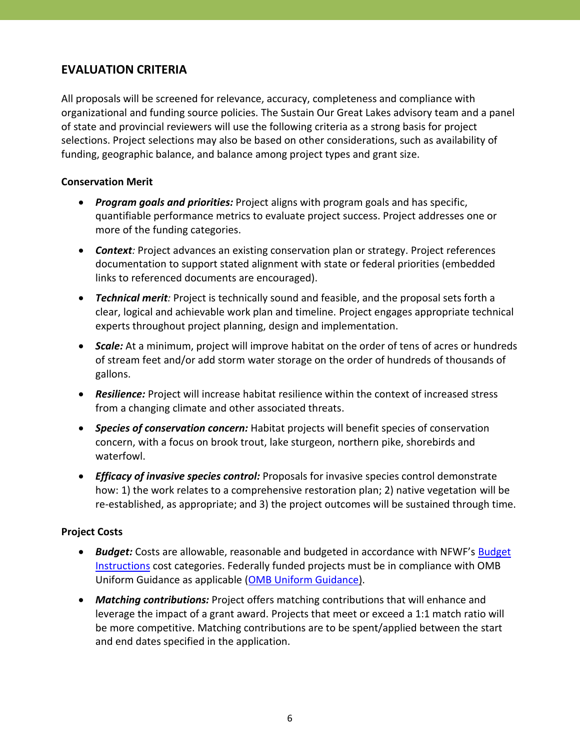## EVALUATION CRITERIA

All proposals will be screened for relevance, accuracy, completeness and compliance with organizational and funding source policies. The Sustain Our Great Lakes advisory team and a panel of state and provincial reviewers will use the following criteria as a strong basis for project selections. Project selections may also be based on other considerations, such as availability of funding, geographic balance, and balance among project types and grant size.

### Conservation Merit

- ***Program goals and priorities:*** Project aligns with program goals and has specific, quantifiable performance metrics to evaluate project success. Project addresses one or more of the funding categories.
- ***Context:*** Project advances an existing conservation plan or strategy. Project references documentation to support stated alignment with state or federal priorities (embedded links to referenced documents are encouraged).
- ***Technical merit:*** Project is technically sound and feasible, and the proposal sets forth a clear, logical and achievable work plan and timeline. Project engages appropriate technical experts throughout project planning, design and implementation.
- ***Scale:*** At a minimum, project will improve habitat on the order of tens of acres or hundreds of stream feet and/or add storm water storage on the order of hundreds of thousands of gallons.
- ***Resilience:*** Project will increase habitat resilience within the context of increased stress from a changing climate and other associated threats.
- ***Species of conservation concern:*** Habitat projects will benefit species of conservation concern, with a focus on brook trout, lake sturgeon, northern pike, shorebirds and waterfowl.
- ***Efficacy of invasive species control:*** Proposals for invasive species control demonstrate how: 1) the work relates to a comprehensive restoration plan; 2) native vegetation will be re-established, as appropriate; and 3) the project outcomes will be sustained through time.

### Project Costs

- ***Budget:*** Costs are allowable, reasonable and budgeted in accordance with NFWF's Budget Instructions cost categories. Federally funded projects must be in compliance with OMB Uniform Guidance as applicable (OMB Uniform Guidance).
- ***Matching contributions:*** Project offers matching contributions that will enhance and leverage the impact of a grant award. Projects that meet or exceed a 1:1 match ratio will be more competitive. Matching contributions are to be spent/applied between the start and end dates specified in the application.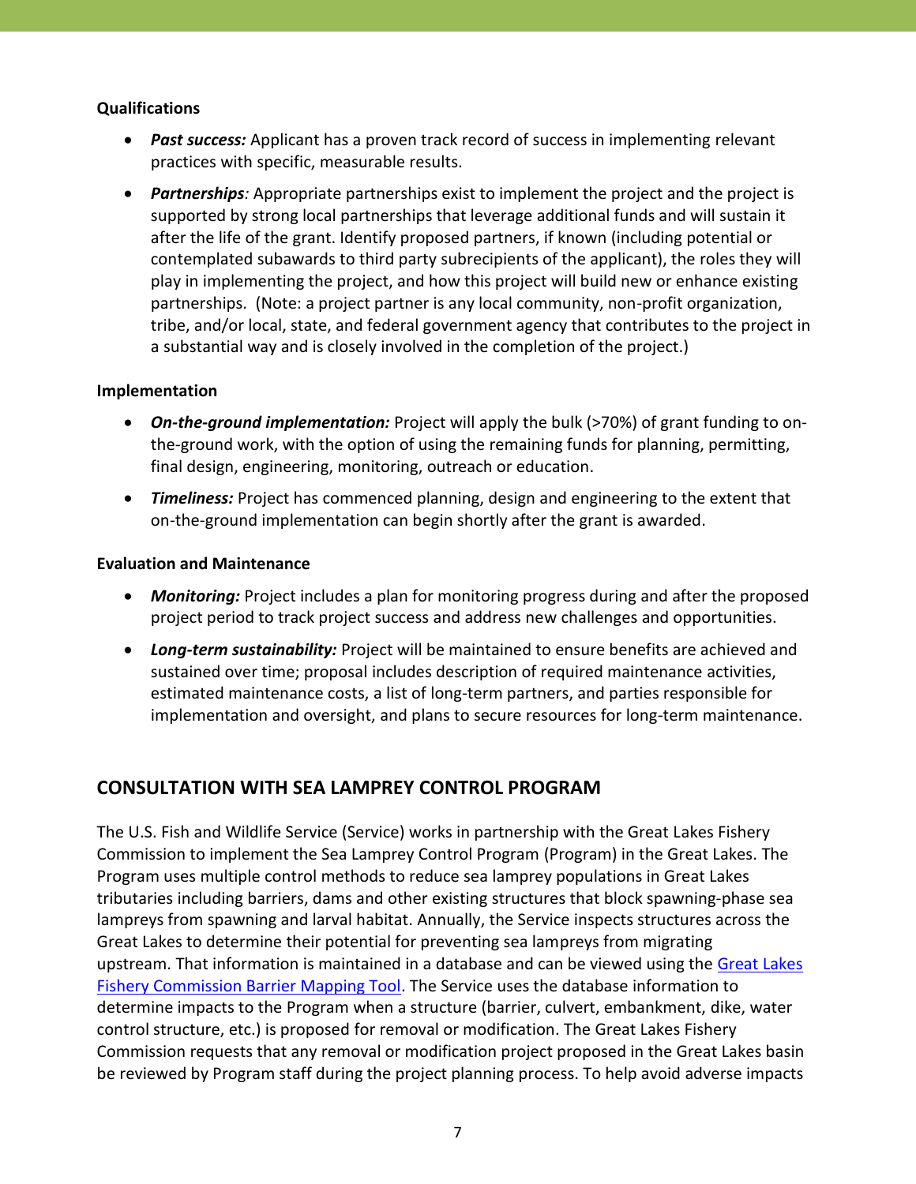**Qualifications**

- ***Past success:*** Applicant has a proven track record of success in implementing relevant practices with specific, measurable results.
- ***Partnerships****:* Appropriate partnerships exist to implement the project and the project is supported by strong local partnerships that leverage additional funds and will sustain it after the life of the grant. Identify proposed partners, if known (including potential or contemplated subawards to third party subrecipients of the applicant), the roles they will play in implementing the project, and how this project will build new or enhance existing partnerships. (Note: a project partner is any local community, non-profit organization, tribe, and/or local, state, and federal government agency that contributes to the project in a substantial way and is closely involved in the completion of the project.)

**Implementation**

- ***On-the-ground implementation:*** Project will apply the bulk (>70%) of grant funding to on-the-ground work, with the option of using the remaining funds for planning, permitting, final design, engineering, monitoring, outreach or education.
- ***Timeliness:*** Project has commenced planning, design and engineering to the extent that on-the-ground implementation can begin shortly after the grant is awarded.

**Evaluation and Maintenance**

- ***Monitoring:*** Project includes a plan for monitoring progress during and after the proposed project period to track project success and address new challenges and opportunities.
- ***Long-term sustainability:*** Project will be maintained to ensure benefits are achieved and sustained over time; proposal includes description of required maintenance activities, estimated maintenance costs, a list of long-term partners, and parties responsible for implementation and oversight, and plans to secure resources for long-term maintenance.

## CONSULTATION WITH SEA LAMPREY CONTROL PROGRAM

The U.S. Fish and Wildlife Service (Service) works in partnership with the Great Lakes Fishery Commission to implement the Sea Lamprey Control Program (Program) in the Great Lakes. The Program uses multiple control methods to reduce sea lamprey populations in Great Lakes tributaries including barriers, dams and other existing structures that block spawning-phase sea lampreys from spawning and larval habitat. Annually, the Service inspects structures across the Great Lakes to determine their potential for preventing sea lampreys from migrating upstream. That information is maintained in a database and can be viewed using the Great Lakes Fishery Commission Barrier Mapping Tool. The Service uses the database information to determine impacts to the Program when a structure (barrier, culvert, embankment, dike, water control structure, etc.) is proposed for removal or modification. The Great Lakes Fishery Commission requests that any removal or modification project proposed in the Great Lakes basin be reviewed by Program staff during the project planning process. To help avoid adverse impacts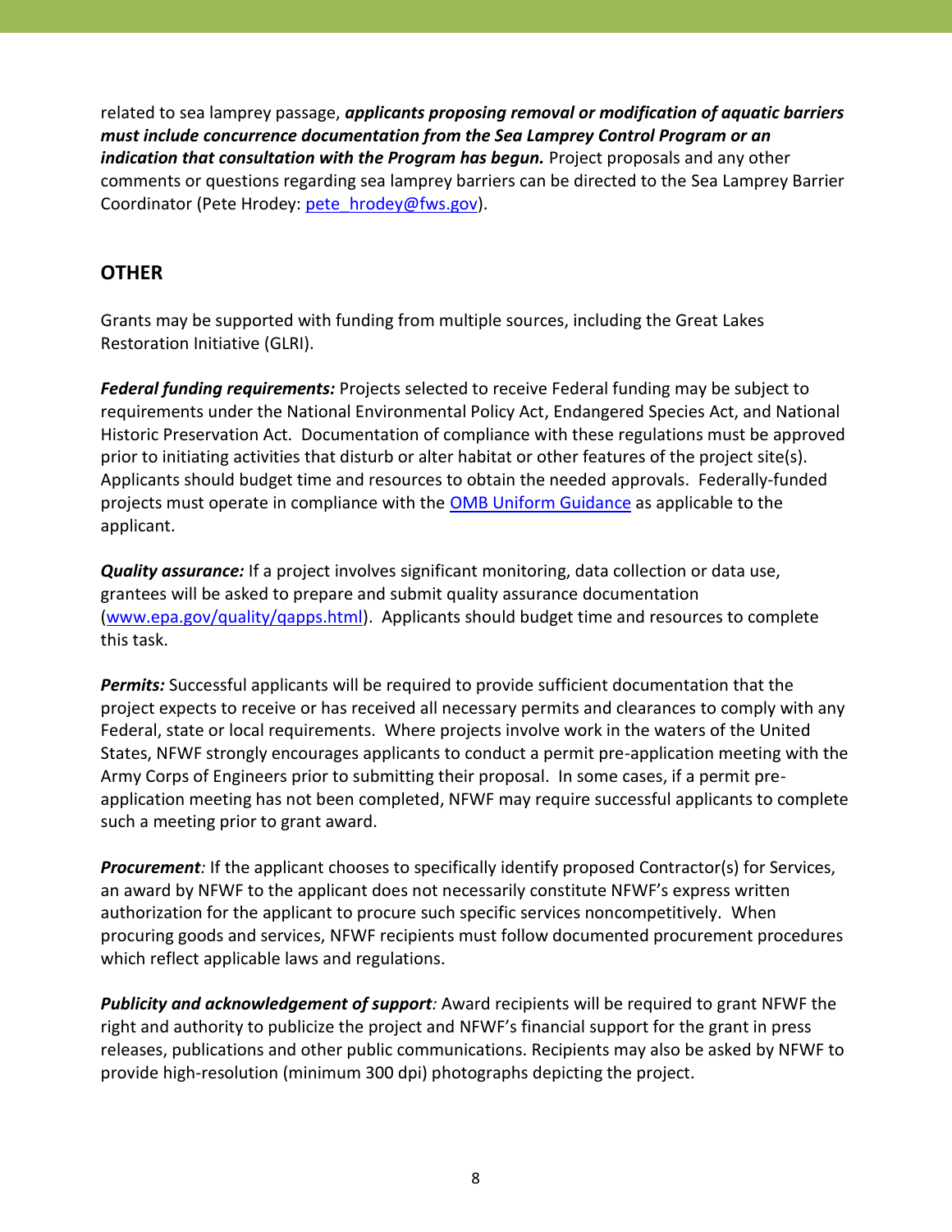related to sea lamprey passage, ***applicants proposing removal or modification of aquatic barriers must include concurrence documentation from the Sea Lamprey Control Program or an indication that consultation with the Program has begun.*** Project proposals and any other comments or questions regarding sea lamprey barriers can be directed to the Sea Lamprey Barrier Coordinator (Pete Hrodey: [pete_hrodey@fws.gov](mailto:pete_hrodey@fws.gov)).

## OTHER

Grants may be supported with funding from multiple sources, including the Great Lakes Restoration Initiative (GLRI).

***Federal funding requirements:*** Projects selected to receive Federal funding may be subject to requirements under the National Environmental Policy Act, Endangered Species Act, and National Historic Preservation Act. Documentation of compliance with these regulations must be approved prior to initiating activities that disturb or alter habitat or other features of the project site(s). Applicants should budget time and resources to obtain the needed approvals. Federally-funded projects must operate in compliance with the OMB Uniform Guidance as applicable to the applicant.

***Quality assurance:*** If a project involves significant monitoring, data collection or data use, grantees will be asked to prepare and submit quality assurance documentation (www.epa.gov/quality/qapps.html). Applicants should budget time and resources to complete this task.

***Permits:*** Successful applicants will be required to provide sufficient documentation that the project expects to receive or has received all necessary permits and clearances to comply with any Federal, state or local requirements. Where projects involve work in the waters of the United States, NFWF strongly encourages applicants to conduct a permit pre-application meeting with the Army Corps of Engineers prior to submitting their proposal. In some cases, if a permit pre-application meeting has not been completed, NFWF may require successful applicants to complete such a meeting prior to grant award.

***Procurement**:* If the applicant chooses to specifically identify proposed Contractor(s) for Services, an award by NFWF to the applicant does not necessarily constitute NFWF's express written authorization for the applicant to procure such specific services noncompetitively. When procuring goods and services, NFWF recipients must follow documented procurement procedures which reflect applicable laws and regulations.

***Publicity and acknowledgement of support**:* Award recipients will be required to grant NFWF the right and authority to publicize the project and NFWF's financial support for the grant in press releases, publications and other public communications. Recipients may also be asked by NFWF to provide high-resolution (minimum 300 dpi) photographs depicting the project.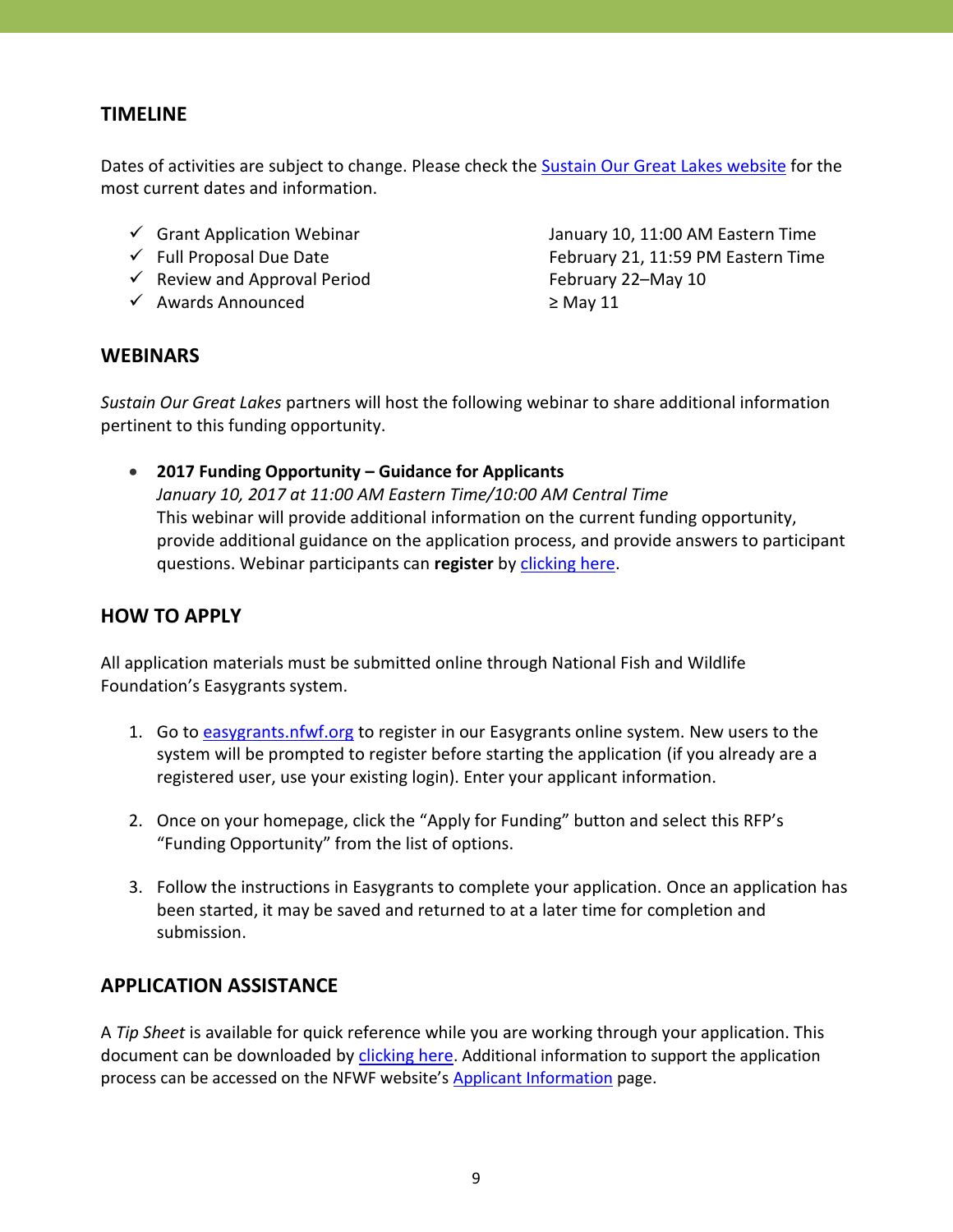## TIMELINE

Dates of activities are subject to change. Please check the Sustain Our Great Lakes website for the most current dates and information.

| | |
|---|---|
| ✓ Grant Application Webinar | January 10, 11:00 AM Eastern Time |
| ✓ Full Proposal Due Date | February 21, 11:59 PM Eastern Time |
| ✓ Review and Approval Period | February 22–May 10 |
| ✓ Awards Announced | ≥ May 11 |

## WEBINARS

*Sustain Our Great Lakes* partners will host the following webinar to share additional information pertinent to this funding opportunity.

- **2017 Funding Opportunity – Guidance for Applicants**
  *January 10, 2017 at 11:00 AM Eastern Time/10:00 AM Central Time*
  This webinar will provide additional information on the current funding opportunity, provide additional guidance on the application process, and provide answers to participant questions. Webinar participants can **register** by clicking here.

## HOW TO APPLY

All application materials must be submitted online through National Fish and Wildlife Foundation's Easygrants system.

1. Go to easygrants.nfwf.org to register in our Easygrants online system. New users to the system will be prompted to register before starting the application (if you already are a registered user, use your existing login). Enter your applicant information.

2. Once on your homepage, click the "Apply for Funding" button and select this RFP's "Funding Opportunity" from the list of options.

3. Follow the instructions in Easygrants to complete your application. Once an application has been started, it may be saved and returned to at a later time for completion and submission.

## APPLICATION ASSISTANCE

A *Tip Sheet* is available for quick reference while you are working through your application. This document can be downloaded by clicking here. Additional information to support the application process can be accessed on the NFWF website's Applicant Information page.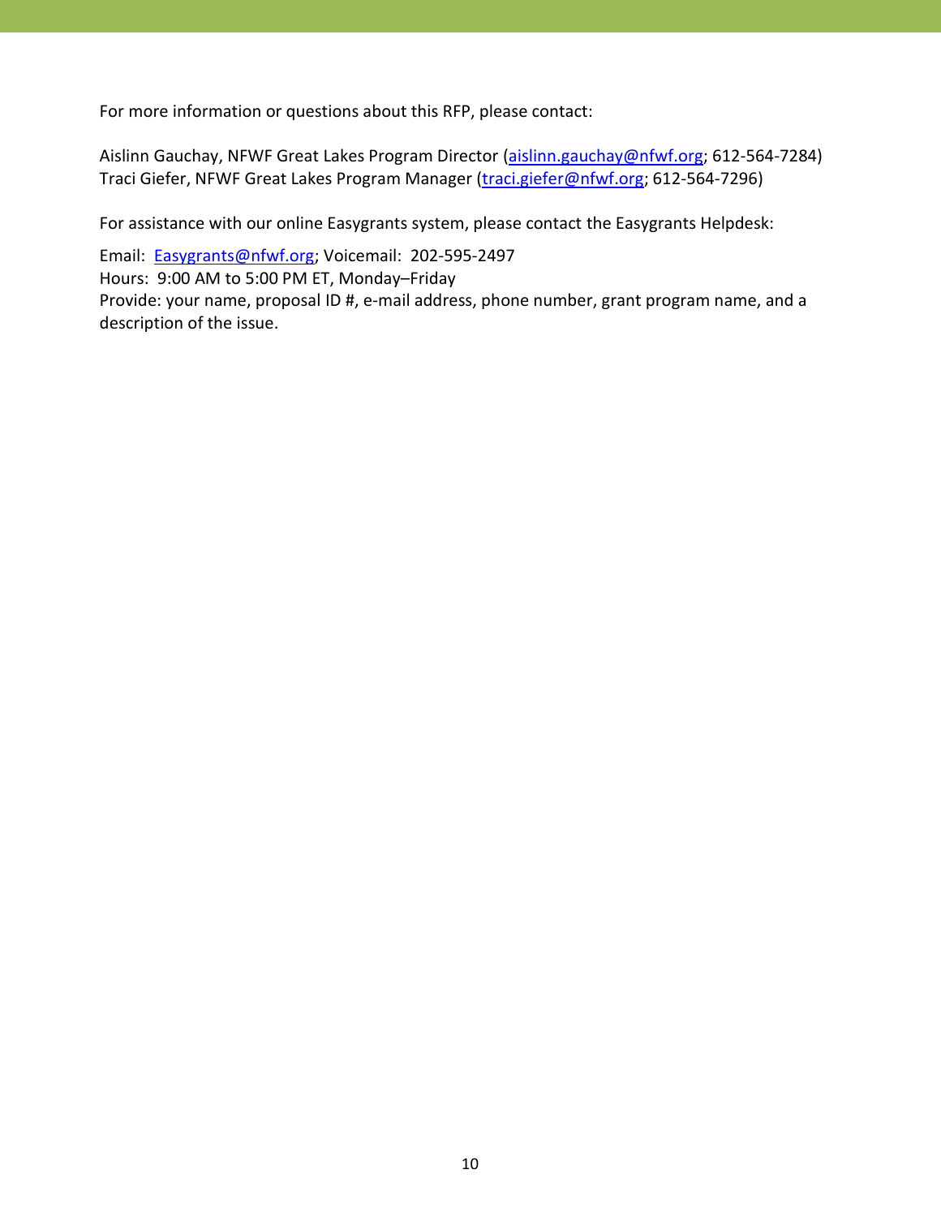For more information or questions about this RFP, please contact:

Aislinn Gauchay, NFWF Great Lakes Program Director (aislinn.gauchay@nfwf.org; 612-564-7284)
Traci Giefer, NFWF Great Lakes Program Manager (traci.giefer@nfwf.org; 612-564-7296)

For assistance with our online Easygrants system, please contact the Easygrants Helpdesk:

Email: Easygrants@nfwf.org; Voicemail: 202-595-2497
Hours: 9:00 AM to 5:00 PM ET, Monday–Friday
Provide: your name, proposal ID #, e-mail address, phone number, grant program name, and a description of the issue.